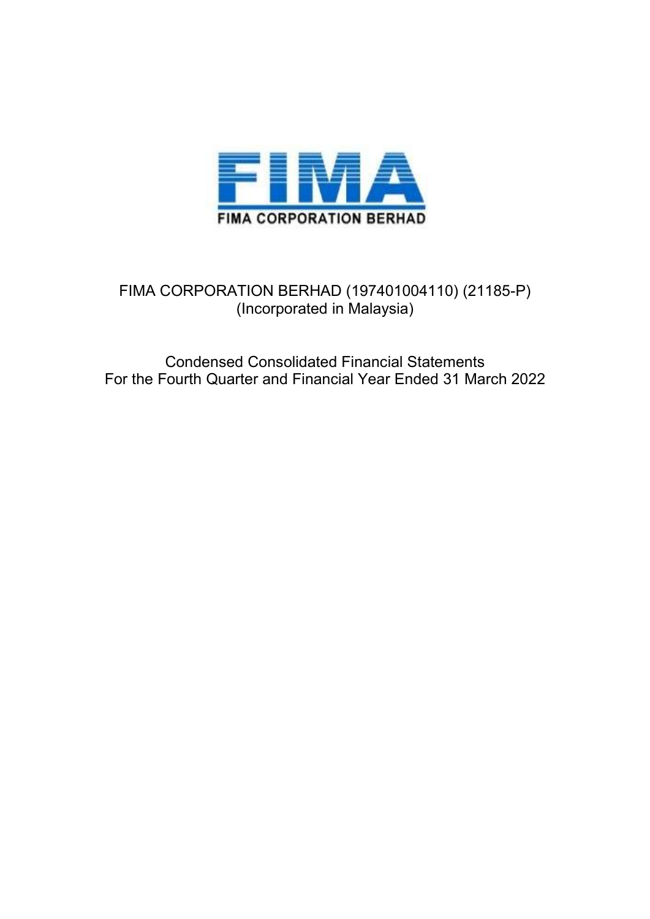FIMA

FIMA CORPORATION BERHAD

FIMA CORPORATION BERHAD (197401004110) (21185-P)
(Incorporated in Malaysia)

Condensed Consolidated Financial Statements
For the Fourth Quarter and Financial Year Ended 31 March 2022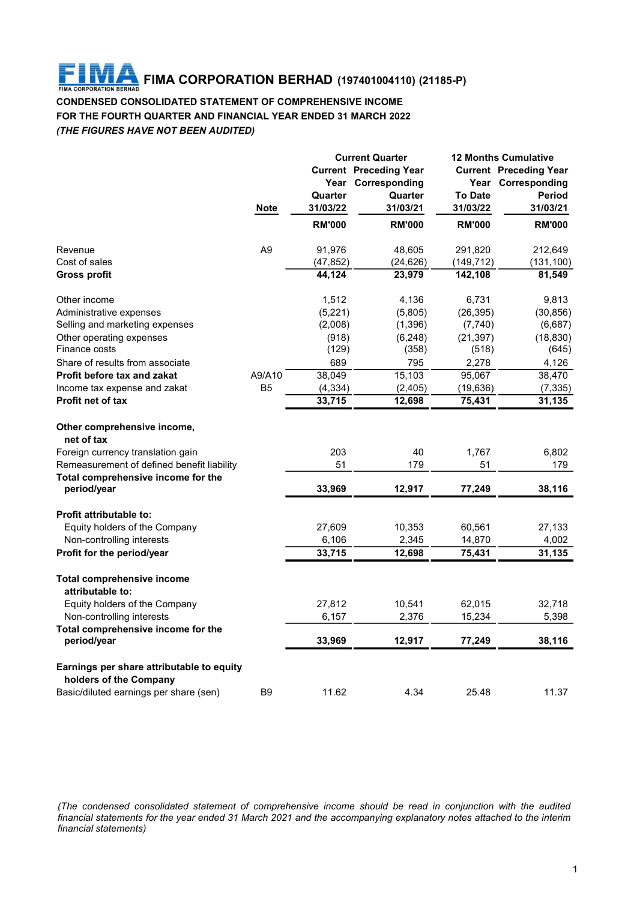# FIMA CORPORATION BERHAD (197401004110) (21185-P)

**CONDENSED CONSOLIDATED STATEMENT OF COMPREHENSIVE INCOME**
**FOR THE FOURTH QUARTER AND FINANCIAL YEAR ENDED 31 MARCH 2022**
***(THE FIGURES HAVE NOT BEEN AUDITED)***

| | Note | Current Quarter | | 12 Months Cumulative | |
|---|---|---|---|---|---|
| | | Current Year Quarter 31/03/22 | Preceding Year Corresponding Quarter 31/03/21 | Current Year To Date 31/03/22 | Preceding Year Corresponding Period 31/03/21 |
| | | RM'000 | RM'000 | RM'000 | RM'000 |
| Revenue | A9 | 91,976 | 48,605 | 291,820 | 212,649 |
| Cost of sales | | (47,852) | (24,626) | (149,712) | (131,100) |
| **Gross profit** | | **44,124** | **23,979** | **142,108** | **81,549** |
| Other income | | 1,512 | 4,136 | 6,731 | 9,813 |
| Administrative expenses | | (5,221) | (5,805) | (26,395) | (30,856) |
| Selling and marketing expenses | | (2,008) | (1,396) | (7,740) | (6,687) |
| Other operating expenses | | (918) | (6,248) | (21,397) | (18,830) |
| Finance costs | | (129) | (358) | (518) | (645) |
| Share of results from associate | | 689 | 795 | 2,278 | 4,126 |
| **Profit before tax and zakat** | A9/A10 | 38,049 | 15,103 | 95,067 | 38,470 |
| Income tax expense and zakat | B5 | (4,334) | (2,405) | (19,636) | (7,335) |
| **Profit net of tax** | | **33,715** | **12,698** | **75,431** | **31,135** |
| **Other comprehensive income, net of tax** | | | | | |
| Foreign currency translation gain | | 203 | 40 | 1,767 | 6,802 |
| Remeasurement of defined benefit liability | | 51 | 179 | 51 | 179 |
| **Total comprehensive income for the period/year** | | **33,969** | **12,917** | **77,249** | **38,116** |
| **Profit attributable to:** | | | | | |
| Equity holders of the Company | | 27,609 | 10,353 | 60,561 | 27,133 |
| Non-controlling interests | | 6,106 | 2,345 | 14,870 | 4,002 |
| **Profit for the period/year** | | **33,715** | **12,698** | **75,431** | **31,135** |
| **Total comprehensive income attributable to:** | | | | | |
| Equity holders of the Company | | 27,812 | 10,541 | 62,015 | 32,718 |
| Non-controlling interests | | 6,157 | 2,376 | 15,234 | 5,398 |
| **Total comprehensive income for the period/year** | | **33,969** | **12,917** | **77,249** | **38,116** |
| **Earnings per share attributable to equity holders of the Company** | | | | | |
| Basic/diluted earnings per share (sen) | B9 | 11.62 | 4.34 | 25.48 | 11.37 |

*(The condensed consolidated statement of comprehensive income should be read in conjunction with the audited financial statements for the year ended 31 March 2021 and the accompanying explanatory notes attached to the interim financial statements)*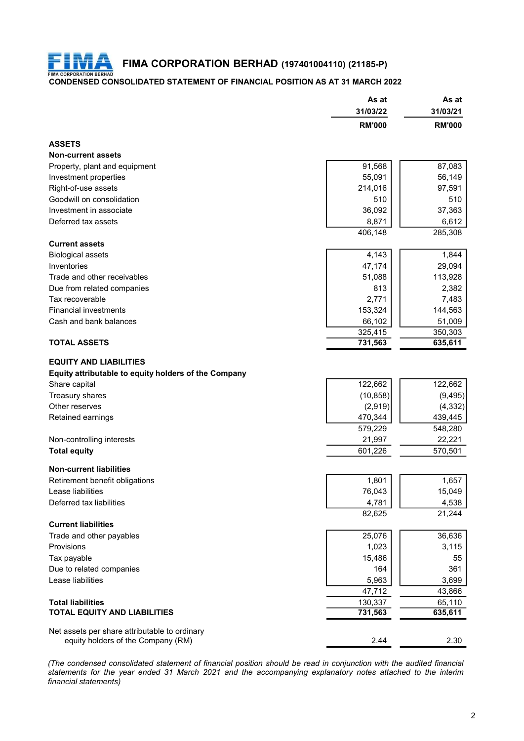# FIMA CORPORATION BERHAD (197401004110) (21185-P)

## CONDENSED CONSOLIDATED STATEMENT OF FINANCIAL POSITION AS AT 31 MARCH 2022

| | As at 31/03/22 RM'000 | As at 31/03/21 RM'000 |
|---|---|---|
| **ASSETS** | | |
| **Non-current assets** | | |
| Property, plant and equipment | 91,568 | 87,083 |
| Investment properties | 55,091 | 56,149 |
| Right-of-use assets | 214,016 | 97,591 |
| Goodwill on consolidation | 510 | 510 |
| Investment in associate | 36,092 | 37,363 |
| Deferred tax assets | 8,871 | 6,612 |
| | 406,148 | 285,308 |
| **Current assets** | | |
| Biological assets | 4,143 | 1,844 |
| Inventories | 47,174 | 29,094 |
| Trade and other receivables | 51,088 | 113,928 |
| Due from related companies | 813 | 2,382 |
| Tax recoverable | 2,771 | 7,483 |
| Financial investments | 153,324 | 144,563 |
| Cash and bank balances | 66,102 | 51,009 |
| | 325,415 | 350,303 |
| **TOTAL ASSETS** | **731,563** | **635,611** |
| **EQUITY AND LIABILITIES** | | |
| **Equity attributable to equity holders of the Company** | | |
| Share capital | 122,662 | 122,662 |
| Treasury shares | (10,858) | (9,495) |
| Other reserves | (2,919) | (4,332) |
| Retained earnings | 470,344 | 439,445 |
| | 579,229 | 548,280 |
| Non-controlling interests | 21,997 | 22,221 |
| **Total equity** | 601,226 | 570,501 |
| **Non-current liabilities** | | |
| Retirement benefit obligations | 1,801 | 1,657 |
| Lease liabilities | 76,043 | 15,049 |
| Deferred tax liabilities | 4,781 | 4,538 |
| | 82,625 | 21,244 |
| **Current liabilities** | | |
| Trade and other payables | 25,076 | 36,636 |
| Provisions | 1,023 | 3,115 |
| Tax payable | 15,486 | 55 |
| Due to related companies | 164 | 361 |
| Lease liabilities | 5,963 | 3,699 |
| | 47,712 | 43,866 |
| **Total liabilities** | 130,337 | 65,110 |
| **TOTAL EQUITY AND LIABILITIES** | **731,563** | **635,611** |
| Net assets per share attributable to ordinary equity holders of the Company (RM) | 2.44 | 2.30 |

*(The condensed consolidated statement of financial position should be read in conjunction with the audited financial statements for the year ended 31 March 2021 and the accompanying explanatory notes attached to the interim financial statements)*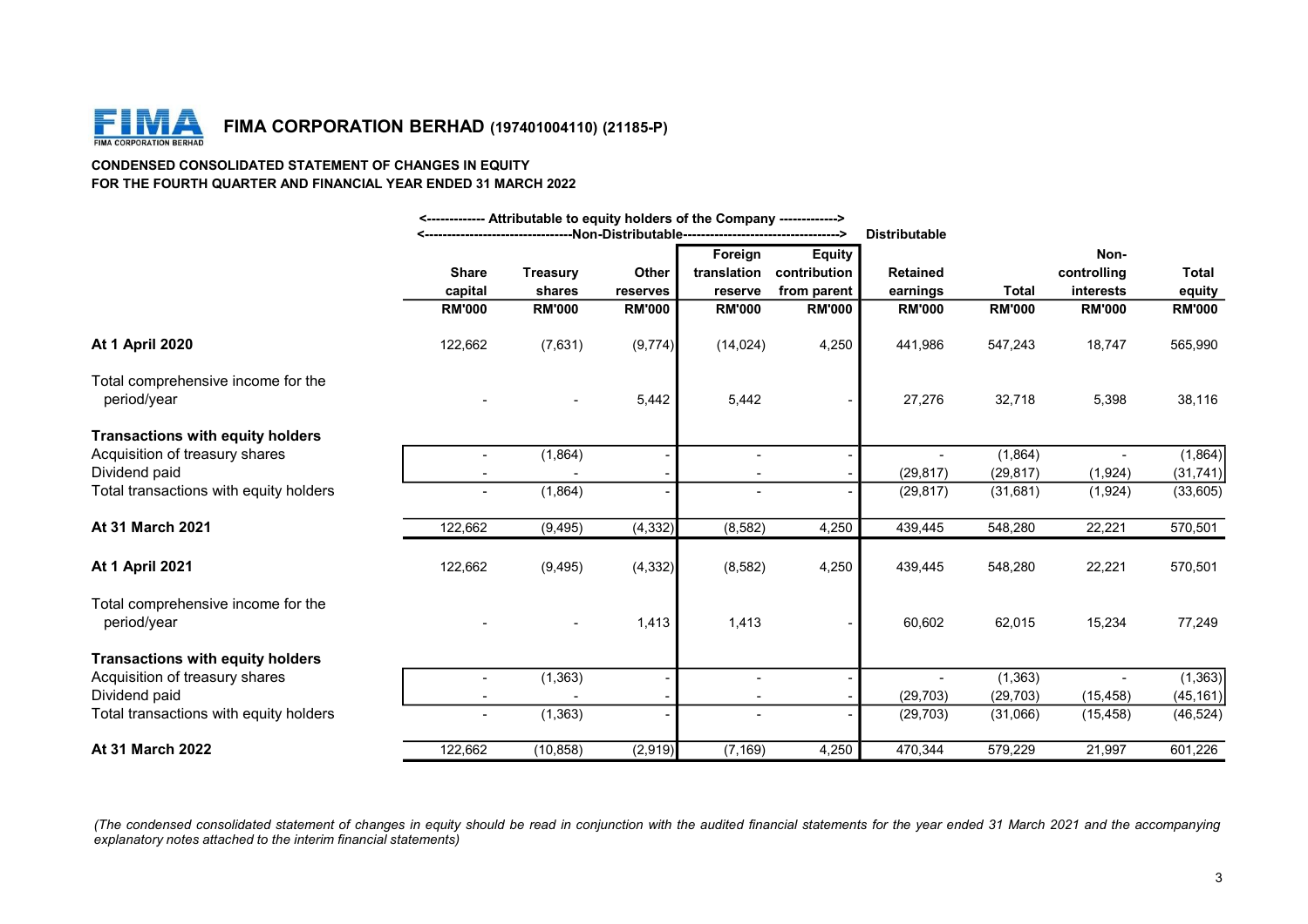# FIMA CORPORATION BERHAD (197401004110) (21185-P)

**CONDENSED CONSOLIDATED STATEMENT OF CHANGES IN EQUITY**
**FOR THE FOURTH QUARTER AND FINANCIAL YEAR ENDED 31 MARCH 2022**

| | <---- Attributable to equity holders of the Company ----> | | | | | | | | |
|---|---|---|---|---|---|---|---|---|---|
| | <---- Non-Distributable ----> | | | | | Distributable | | | |
| | Share capital | Treasury shares | Other reserves | Foreign translation reserve | Equity contribution from parent | Retained earnings | Total | Non-controlling interests | Total equity |
| | RM'000 | RM'000 | RM'000 | RM'000 | RM'000 | RM'000 | RM'000 | RM'000 | RM'000 |
| **At 1 April 2020** | 122,662 | (7,631) | (9,774) | (14,024) | 4,250 | 441,986 | 547,243 | 18,747 | 565,990 |
| Total comprehensive income for the period/year | - | - | 5,442 | 5,442 | - | 27,276 | 32,718 | 5,398 | 38,116 |
| **Transactions with equity holders** | | | | | | | | | |
| Acquisition of treasury shares | - | (1,864) | - | - | - | - | (1,864) | - | (1,864) |
| Dividend paid | - | - | - | - | - | (29,817) | (29,817) | (1,924) | (31,741) |
| Total transactions with equity holders | - | (1,864) | - | - | - | (29,817) | (31,681) | (1,924) | (33,605) |
| **At 31 March 2021** | 122,662 | (9,495) | (4,332) | (8,582) | 4,250 | 439,445 | 548,280 | 22,221 | 570,501 |
| **At 1 April 2021** | 122,662 | (9,495) | (4,332) | (8,582) | 4,250 | 439,445 | 548,280 | 22,221 | 570,501 |
| Total comprehensive income for the period/year | - | - | 1,413 | 1,413 | - | 60,602 | 62,015 | 15,234 | 77,249 |
| **Transactions with equity holders** | | | | | | | | | |
| Acquisition of treasury shares | - | (1,363) | - | - | - | - | (1,363) | - | (1,363) |
| Dividend paid | - | - | - | - | - | (29,703) | (29,703) | (15,458) | (45,161) |
| Total transactions with equity holders | - | (1,363) | - | - | - | (29,703) | (31,066) | (15,458) | (46,524) |
| **At 31 March 2022** | 122,662 | (10,858) | (2,919) | (7,169) | 4,250 | 470,344 | 579,229 | 21,997 | 601,226 |

*(The condensed consolidated statement of changes in equity should be read in conjunction with the audited financial statements for the year ended 31 March 2021 and the accompanying explanatory notes attached to the interim financial statements)*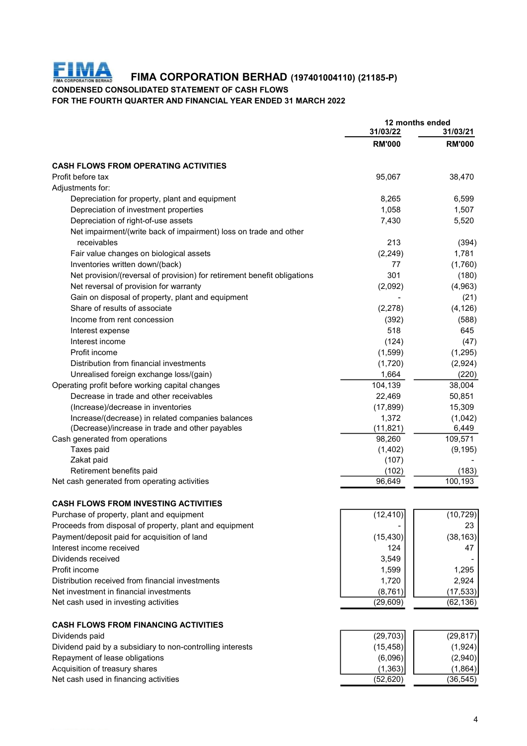# FIMA CORPORATION BERHAD (197401004110) (21185-P)

**CONDENSED CONSOLIDATED STATEMENT OF CASH FLOWS**

**FOR THE FOURTH QUARTER AND FINANCIAL YEAR ENDED 31 MARCH 2022**

| | 12 months ended | |
|---|---|---|
| | 31/03/22 | 31/03/21 |
| | RM'000 | RM'000 |
| **CASH FLOWS FROM OPERATING ACTIVITIES** | | |
| Profit before tax | 95,067 | 38,470 |
| Adjustments for: | | |
| Depreciation for property, plant and equipment | 8,265 | 6,599 |
| Depreciation of investment properties | 1,058 | 1,507 |
| Depreciation of right-of-use assets | 7,430 | 5,520 |
| Net impairment/(write back of impairment) loss on trade and other receivables | 213 | (394) |
| Fair value changes on biological assets | (2,249) | 1,781 |
| Inventories written down/(back) | 77 | (1,760) |
| Net provision/(reversal of provision) for retirement benefit obligations | 301 | (180) |
| Net reversal of provision for warranty | (2,092) | (4,963) |
| Gain on disposal of property, plant and equipment | - | (21) |
| Share of results of associate | (2,278) | (4,126) |
| Income from rent concession | (392) | (588) |
| Interest expense | 518 | 645 |
| Interest income | (124) | (47) |
| Profit income | (1,599) | (1,295) |
| Distribution from financial investments | (1,720) | (2,924) |
| Unrealised foreign exchange loss/(gain) | 1,664 | (220) |
| Operating profit before working capital changes | 104,139 | 38,004 |
| Decrease in trade and other receivables | 22,469 | 50,851 |
| (Increase)/decrease in inventories | (17,899) | 15,309 |
| Increase/(decrease) in related companies balances | 1,372 | (1,042) |
| (Decrease)/increase in trade and other payables | (11,821) | 6,449 |
| Cash generated from operations | 98,260 | 109,571 |
| Taxes paid | (1,402) | (9,195) |
| Zakat paid | (107) | - |
| Retirement benefits paid | (102) | (183) |
| Net cash generated from operating activities | 96,649 | 100,193 |
| **CASH FLOWS FROM INVESTING ACTIVITIES** | | |
| Purchase of property, plant and equipment | (12,410) | (10,729) |
| Proceeds from disposal of property, plant and equipment | - | 23 |
| Payment/deposit paid for acquisition of land | (15,430) | (38,163) |
| Interest income received | 124 | 47 |
| Dividends received | 3,549 | - |
| Profit income | 1,599 | 1,295 |
| Distribution received from financial investments | 1,720 | 2,924 |
| Net investment in financial investments | (8,761) | (17,533) |
| Net cash used in investing activities | (29,609) | (62,136) |
| **CASH FLOWS FROM FINANCING ACTIVITIES** | | |
| Dividends paid | (29,703) | (29,817) |
| Dividend paid by a subsidiary to non-controlling interests | (15,458) | (1,924) |
| Repayment of lease obligations | (6,096) | (2,940) |
| Acquisition of treasury shares | (1,363) | (1,864) |
| Net cash used in financing activities | (52,620) | (36,545) |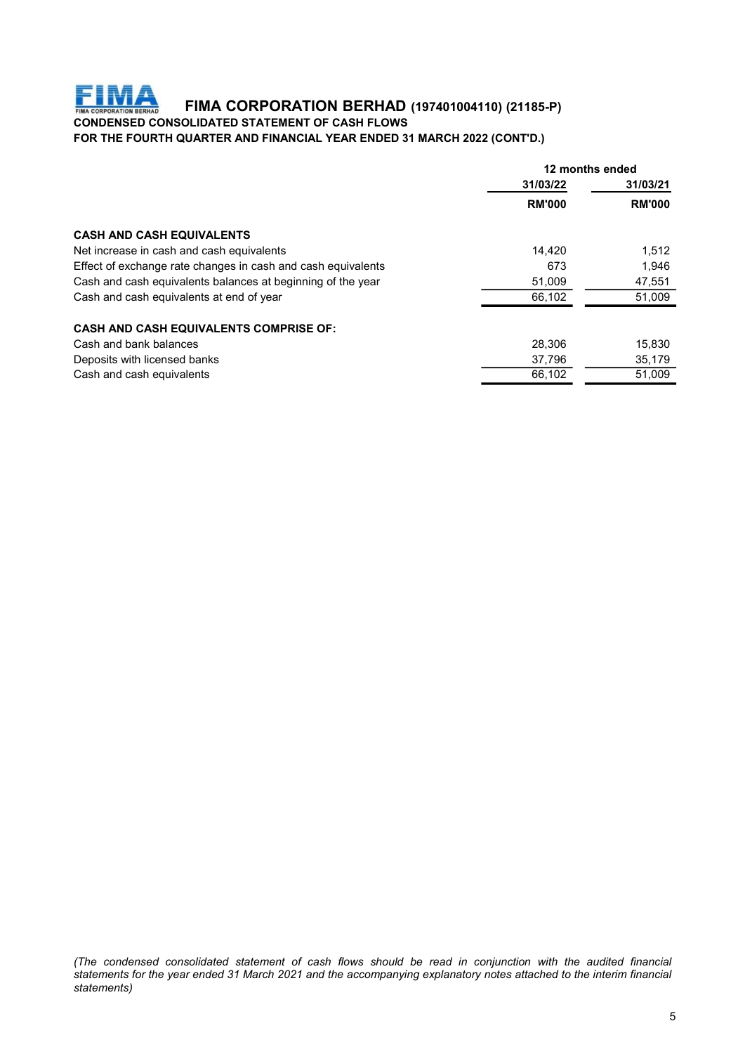# FIMA CORPORATION BERHAD (197401004110) (21185-P)

**CONDENSED CONSOLIDATED STATEMENT OF CASH FLOWS**
**FOR THE FOURTH QUARTER AND FINANCIAL YEAR ENDED 31 MARCH 2022 (CONT'D.)**

| | 12 months ended | |
|---|---|---|
| | 31/03/22 | 31/03/21 |
| | RM'000 | RM'000 |
| **CASH AND CASH EQUIVALENTS** | | |
| Net increase in cash and cash equivalents | 14,420 | 1,512 |
| Effect of exchange rate changes in cash and cash equivalents | 673 | 1,946 |
| Cash and cash equivalents balances at beginning of the year | 51,009 | 47,551 |
| Cash and cash equivalents at end of year | 66,102 | 51,009 |
| **CASH AND CASH EQUIVALENTS COMPRISE OF:** | | |
| Cash and bank balances | 28,306 | 15,830 |
| Deposits with licensed banks | 37,796 | 35,179 |
| Cash and cash equivalents | 66,102 | 51,009 |

*(The condensed consolidated statement of cash flows should be read in conjunction with the audited financial statements for the year ended 31 March 2021 and the accompanying explanatory notes attached to the interim financial statements)*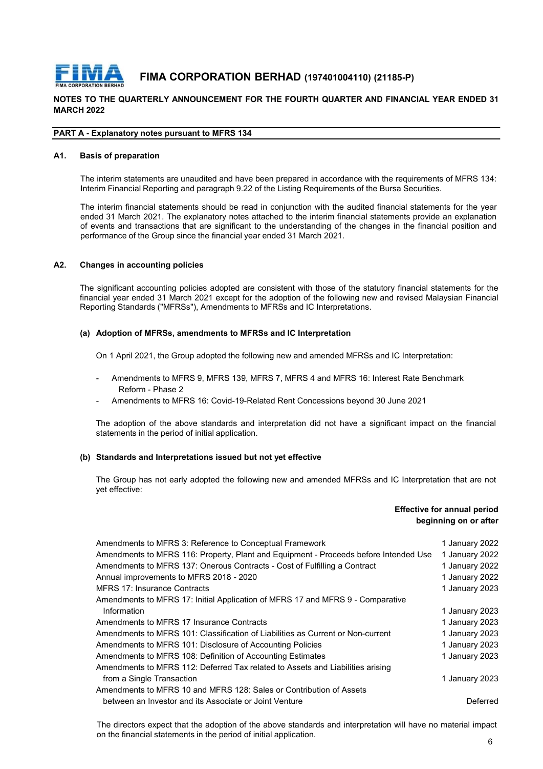**NOTES TO THE QUARTERLY ANNOUNCEMENT FOR THE FOURTH QUARTER AND FINANCIAL YEAR ENDED 31 MARCH 2022**

## PART A - Explanatory notes pursuant to MFRS 134

### A1. Basis of preparation

The interim statements are unaudited and have been prepared in accordance with the requirements of MFRS 134: Interim Financial Reporting and paragraph 9.22 of the Listing Requirements of the Bursa Securities.

The interim financial statements should be read in conjunction with the audited financial statements for the year ended 31 March 2021. The explanatory notes attached to the interim financial statements provide an explanation of events and transactions that are significant to the understanding of the changes in the financial position and performance of the Group since the financial year ended 31 March 2021.

### A2. Changes in accounting policies

The significant accounting policies adopted are consistent with those of the statutory financial statements for the financial year ended 31 March 2021 except for the adoption of the following new and revised Malaysian Financial Reporting Standards ("MFRSs"), Amendments to MFRSs and IC Interpretations.

#### (a) Adoption of MFRSs, amendments to MFRSs and IC Interpretation

On 1 April 2021, the Group adopted the following new and amended MFRSs and IC Interpretation:

- Amendments to MFRS 9, MFRS 139, MFRS 7, MFRS 4 and MFRS 16: Interest Rate Benchmark Reform - Phase 2
- Amendments to MFRS 16: Covid-19-Related Rent Concessions beyond 30 June 2021

The adoption of the above standards and interpretation did not have a significant impact on the financial statements in the period of initial application.

#### (b) Standards and Interpretations issued but not yet effective

The Group has not early adopted the following new and amended MFRSs and IC Interpretation that are not yet effective:

| | Effective for annual period beginning on or after |
|---|---|
| Amendments to MFRS 3: Reference to Conceptual Framework | 1 January 2022 |
| Amendments to MFRS 116: Property, Plant and Equipment - Proceeds before Intended Use | 1 January 2022 |
| Amendments to MFRS 137: Onerous Contracts - Cost of Fulfilling a Contract | 1 January 2022 |
| Annual improvements to MFRS 2018 - 2020 | 1 January 2022 |
| MFRS 17: Insurance Contracts | 1 January 2023 |
| Amendments to MFRS 17: Initial Application of MFRS 17 and MFRS 9 - Comparative Information | 1 January 2023 |
| Amendments to MFRS 17 Insurance Contracts | 1 January 2023 |
| Amendments to MFRS 101: Classification of Liabilities as Current or Non-current | 1 January 2023 |
| Amendments to MFRS 101: Disclosure of Accounting Policies | 1 January 2023 |
| Amendments to MFRS 108: Definition of Accounting Estimates | 1 January 2023 |
| Amendments to MFRS 112: Deferred Tax related to Assets and Liabilities arising from a Single Transaction | 1 January 2023 |
| Amendments to MFRS 10 and MFRS 128: Sales or Contribution of Assets between an Investor and its Associate or Joint Venture | Deferred |

The directors expect that the adoption of the above standards and interpretation will have no material impact on the financial statements in the period of initial application.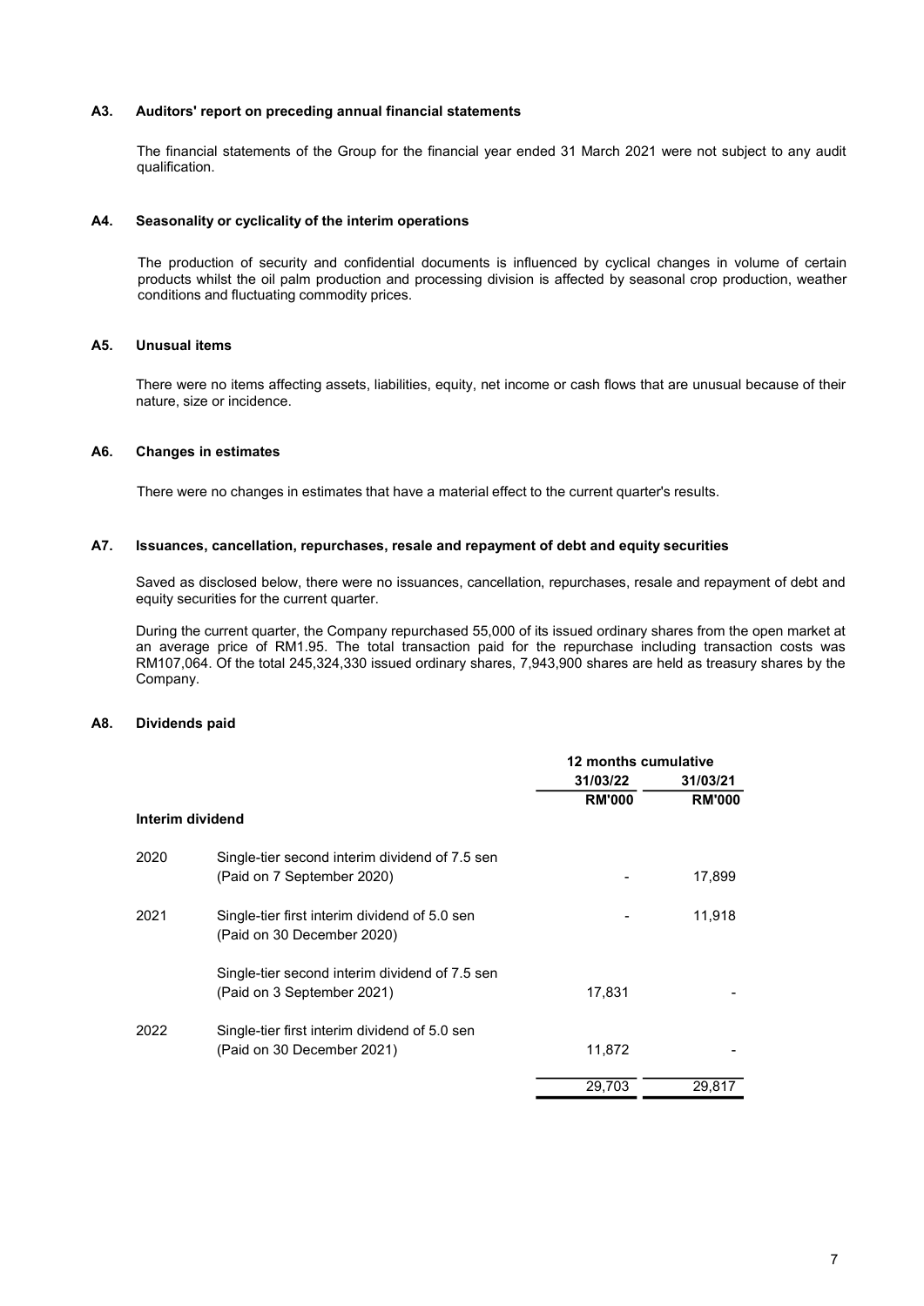### A3. Auditors' report on preceding annual financial statements

The financial statements of the Group for the financial year ended 31 March 2021 were not subject to any audit qualification.

### A4. Seasonality or cyclicality of the interim operations

The production of security and confidential documents is influenced by cyclical changes in volume of certain products whilst the oil palm production and processing division is affected by seasonal crop production, weather conditions and fluctuating commodity prices.

### A5. Unusual items

There were no items affecting assets, liabilities, equity, net income or cash flows that are unusual because of their nature, size or incidence.

### A6. Changes in estimates

There were no changes in estimates that have a material effect to the current quarter's results.

### A7. Issuances, cancellation, repurchases, resale and repayment of debt and equity securities

Saved as disclosed below, there were no issuances, cancellation, repurchases, resale and repayment of debt and equity securities for the current quarter.

During the current quarter, the Company repurchased 55,000 of its issued ordinary shares from the open market at an average price of RM1.95. The total transaction paid for the repurchase including transaction costs was RM107,064. Of the total 245,324,330 issued ordinary shares, 7,943,900 shares are held as treasury shares by the Company.

### A8. Dividends paid

| | | 12 months cumulative | |
|---|---|---|---|
| | | 31/03/22 | 31/03/21 |
| | | RM'000 | RM'000 |
| **Interim dividend** | | | |
| 2020 | Single-tier second interim dividend of 7.5 sen (Paid on 7 September 2020) | - | 17,899 |
| 2021 | Single-tier first interim dividend of 5.0 sen (Paid on 30 December 2020) | - | 11,918 |
| | Single-tier second interim dividend of 7.5 sen (Paid on 3 September 2021) | 17,831 | - |
| 2022 | Single-tier first interim dividend of 5.0 sen (Paid on 30 December 2021) | 11,872 | - |
| | | 29,703 | 29,817 |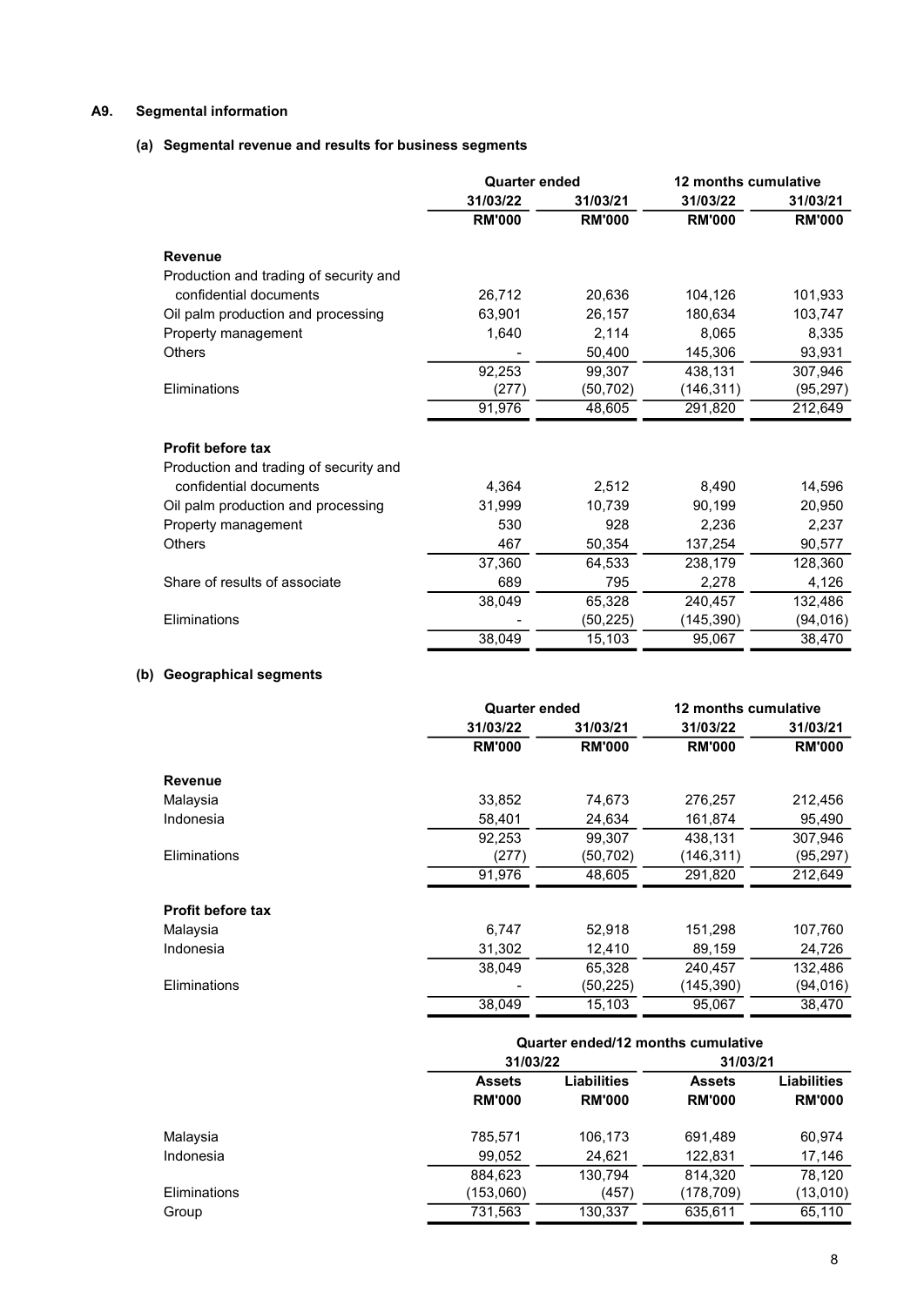## A9. Segmental information

### (a) Segmental revenue and results for business segments

| | Quarter ended | | 12 months cumulative | |
|---|---|---|---|---|
| | 31/03/22 | 31/03/21 | 31/03/22 | 31/03/21 |
| | RM'000 | RM'000 | RM'000 | RM'000 |
| **Revenue** | | | | |
| Production and trading of security and confidential documents | 26,712 | 20,636 | 104,126 | 101,933 |
| Oil palm production and processing | 63,901 | 26,157 | 180,634 | 103,747 |
| Property management | 1,640 | 2,114 | 8,065 | 8,335 |
| Others | - | 50,400 | 145,306 | 93,931 |
| | 92,253 | 99,307 | 438,131 | 307,946 |
| Eliminations | (277) | (50,702) | (146,311) | (95,297) |
| | 91,976 | 48,605 | 291,820 | 212,649 |
| **Profit before tax** | | | | |
| Production and trading of security and confidential documents | 4,364 | 2,512 | 8,490 | 14,596 |
| Oil palm production and processing | 31,999 | 10,739 | 90,199 | 20,950 |
| Property management | 530 | 928 | 2,236 | 2,237 |
| Others | 467 | 50,354 | 137,254 | 90,577 |
| | 37,360 | 64,533 | 238,179 | 128,360 |
| Share of results of associate | 689 | 795 | 2,278 | 4,126 |
| | 38,049 | 65,328 | 240,457 | 132,486 |
| Eliminations | - | (50,225) | (145,390) | (94,016) |
| | 38,049 | 15,103 | 95,067 | 38,470 |

### (b) Geographical segments

| | Quarter ended | | 12 months cumulative | |
|---|---|---|---|---|
| | 31/03/22 | 31/03/21 | 31/03/22 | 31/03/21 |
| | RM'000 | RM'000 | RM'000 | RM'000 |
| **Revenue** | | | | |
| Malaysia | 33,852 | 74,673 | 276,257 | 212,456 |
| Indonesia | 58,401 | 24,634 | 161,874 | 95,490 |
| | 92,253 | 99,307 | 438,131 | 307,946 |
| Eliminations | (277) | (50,702) | (146,311) | (95,297) |
| | 91,976 | 48,605 | 291,820 | 212,649 |
| **Profit before tax** | | | | |
| Malaysia | 6,747 | 52,918 | 151,298 | 107,760 |
| Indonesia | 31,302 | 12,410 | 89,159 | 24,726 |
| | 38,049 | 65,328 | 240,457 | 132,486 |
| Eliminations | - | (50,225) | (145,390) | (94,016) |
| | 38,049 | 15,103 | 95,067 | 38,470 |

| | Quarter ended/12 months cumulative | | | |
|---|---|---|---|---|
| | 31/03/22 | | 31/03/21 | |
| | Assets | Liabilities | Assets | Liabilities |
| | RM'000 | RM'000 | RM'000 | RM'000 |
| Malaysia | 785,571 | 106,173 | 691,489 | 60,974 |
| Indonesia | 99,052 | 24,621 | 122,831 | 17,146 |
| | 884,623 | 130,794 | 814,320 | 78,120 |
| Eliminations | (153,060) | (457) | (178,709) | (13,010) |
| Group | 731,563 | 130,337 | 635,611 | 65,110 |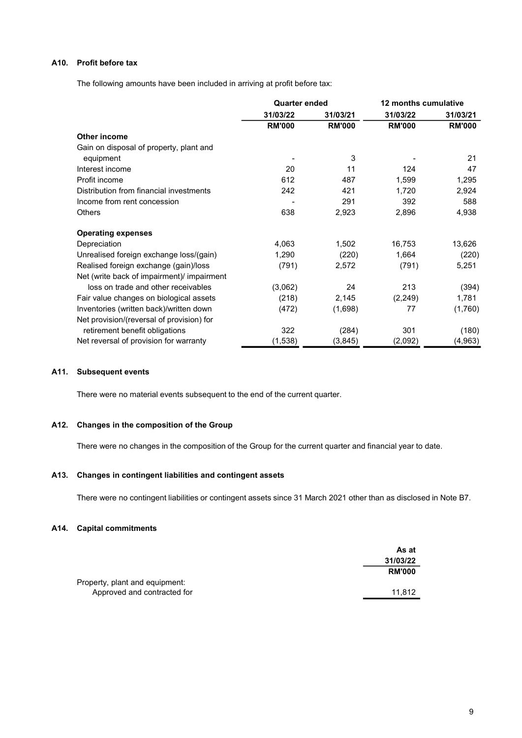### A10. Profit before tax

The following amounts have been included in arriving at profit before tax:

| | Quarter ended | | 12 months cumulative | |
|---|---|---|---|---|
| | 31/03/22 | 31/03/21 | 31/03/22 | 31/03/21 |
| | RM'000 | RM'000 | RM'000 | RM'000 |
| **Other income** | | | | |
| Gain on disposal of property, plant and equipment | - | 3 | - | 21 |
| Interest income | 20 | 11 | 124 | 47 |
| Profit income | 612 | 487 | 1,599 | 1,295 |
| Distribution from financial investments | 242 | 421 | 1,720 | 2,924 |
| Income from rent concession | - | 291 | 392 | 588 |
| Others | 638 | 2,923 | 2,896 | 4,938 |
| **Operating expenses** | | | | |
| Depreciation | 4,063 | 1,502 | 16,753 | 13,626 |
| Unrealised foreign exchange loss/(gain) | 1,290 | (220) | 1,664 | (220) |
| Realised foreign exchange (gain)/loss | (791) | 2,572 | (791) | 5,251 |
| Net (write back of impairment)/ impairment loss on trade and other receivables | (3,062) | 24 | 213 | (394) |
| Fair value changes on biological assets | (218) | 2,145 | (2,249) | 1,781 |
| Inventories (written back)/written down | (472) | (1,698) | 77 | (1,760) |
| Net provision/(reversal of provision) for retirement benefit obligations | 322 | (284) | 301 | (180) |
| Net reversal of provision for warranty | (1,538) | (3,845) | (2,092) | (4,963) |

### A11. Subsequent events

There were no material events subsequent to the end of the current quarter.

### A12. Changes in the composition of the Group

There were no changes in the composition of the Group for the current quarter and financial year to date.

### A13. Changes in contingent liabilities and contingent assets

There were no contingent liabilities or contingent assets since 31 March 2021 other than as disclosed in Note B7.

### A14. Capital commitments

| | As at 31/03/22 |
|---|---|
| | RM'000 |
| Property, plant and equipment: | |
| Approved and contracted for | 11,812 |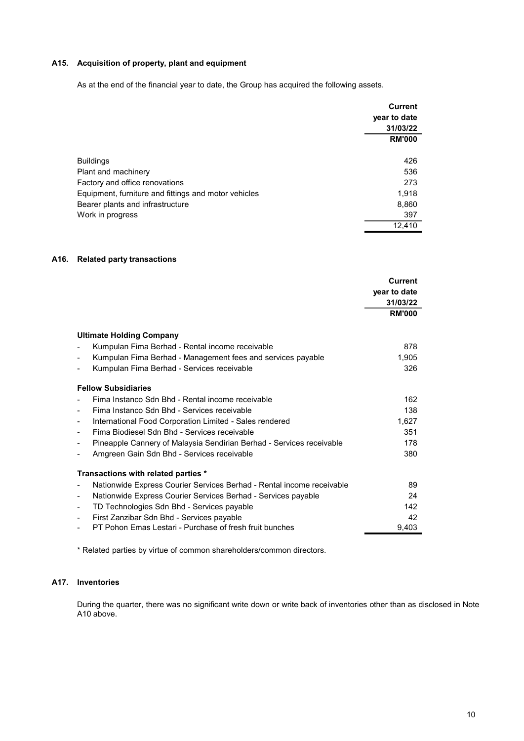## A15. Acquisition of property, plant and equipment

As at the end of the financial year to date, the Group has acquired the following assets.

| | Current year to date 31/03/22 |
|---|---|
| | RM'000 |
| Buildings | 426 |
| Plant and machinery | 536 |
| Factory and office renovations | 273 |
| Equipment, furniture and fittings and motor vehicles | 1,918 |
| Bearer plants and infrastructure | 8,860 |
| Work in progress | 397 |
| | 12,410 |

## A16. Related party transactions

| | Current year to date 31/03/22 |
|---|---|
| | RM'000 |
| **Ultimate Holding Company** | |
| - Kumpulan Fima Berhad - Rental income receivable | 878 |
| - Kumpulan Fima Berhad - Management fees and services payable | 1,905 |
| - Kumpulan Fima Berhad - Services receivable | 326 |
| **Fellow Subsidiaries** | |
| - Fima Instanco Sdn Bhd - Rental income receivable | 162 |
| - Fima Instanco Sdn Bhd - Services receivable | 138 |
| - International Food Corporation Limited - Sales rendered | 1,627 |
| - Fima Biodiesel Sdn Bhd - Services receivable | 351 |
| - Pineapple Cannery of Malaysia Sendirian Berhad - Services receivable | 178 |
| - Amgreen Gain Sdn Bhd - Services receivable | 380 |
| **Transactions with related parties \*** | |
| - Nationwide Express Courier Services Berhad - Rental income receivable | 89 |
| - Nationwide Express Courier Services Berhad - Services payable | 24 |
| - TD Technologies Sdn Bhd - Services payable | 142 |
| - First Zanzibar Sdn Bhd - Services payable | 42 |
| - PT Pohon Emas Lestari - Purchase of fresh fruit bunches | 9,403 |

\* Related parties by virtue of common shareholders/common directors.

## A17. Inventories

During the quarter, there was no significant write down or write back of inventories other than as disclosed in Note A10 above.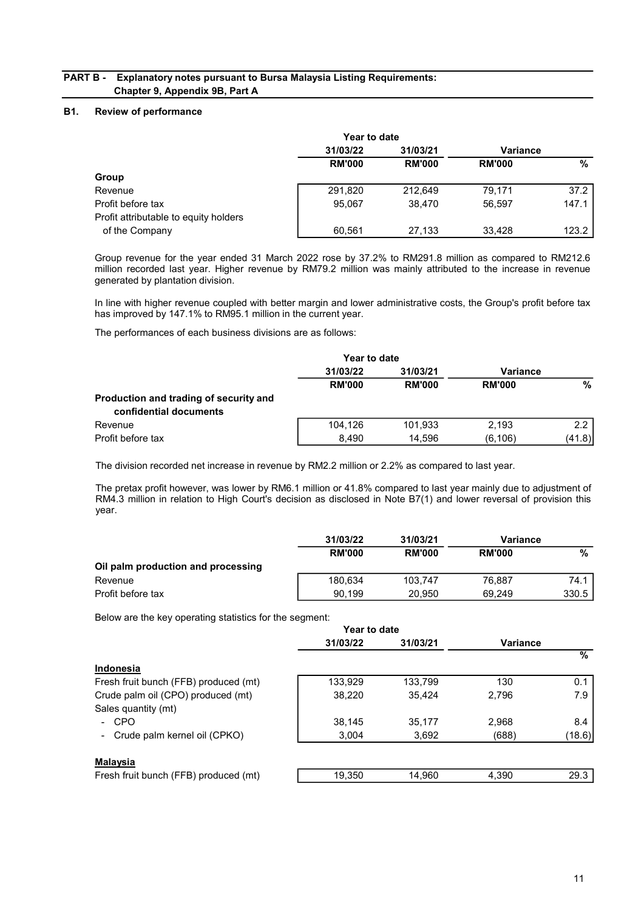## PART B - Explanatory notes pursuant to Bursa Malaysia Listing Requirements: Chapter 9, Appendix 9B, Part A

### B1. Review of performance

| | Year to date | | Variance | |
|---|---|---|---|---|
| | 31/03/22 | 31/03/21 | | |
| | RM'000 | RM'000 | RM'000 | % |
| **Group** | | | | |
| Revenue | 291,820 | 212,649 | 79,171 | 37.2 |
| Profit before tax | 95,067 | 38,470 | 56,597 | 147.1 |
| Profit attributable to equity holders of the Company | 60,561 | 27,133 | 33,428 | 123.2 |

Group revenue for the year ended 31 March 2022 rose by 37.2% to RM291.8 million as compared to RM212.6 million recorded last year. Higher revenue by RM79.2 million was mainly attributed to the increase in revenue generated by plantation division.

In line with higher revenue coupled with better margin and lower administrative costs, the Group's profit before tax has improved by 147.1% to RM95.1 million in the current year.

The performances of each business divisions are as follows:

| | Year to date | | Variance | |
|---|---|---|---|---|
| | 31/03/22 | 31/03/21 | | |
| | RM'000 | RM'000 | RM'000 | % |
| **Production and trading of security and confidential documents** | | | | |
| Revenue | 104,126 | 101,933 | 2,193 | 2.2 |
| Profit before tax | 8,490 | 14,596 | (6,106) | (41.8) |

The division recorded net increase in revenue by RM2.2 million or 2.2% as compared to last year.

The pretax profit however, was lower by RM6.1 million or 41.8% compared to last year mainly due to adjustment of RM4.3 million in relation to High Court's decision as disclosed in Note B7(1) and lower reversal of provision this year.

| | 31/03/22 | 31/03/21 | Variance | |
|---|---|---|---|---|
| | RM'000 | RM'000 | RM'000 | % |
| **Oil palm production and processing** | | | | |
| Revenue | 180,634 | 103,747 | 76,887 | 74.1 |
| Profit before tax | 90,199 | 20,950 | 69,249 | 330.5 |

Below are the key operating statistics for the segment:

| | Year to date | | Variance | |
|---|---|---|---|---|
| | 31/03/22 | 31/03/21 | | % |
| **Indonesia** | | | | |
| Fresh fruit bunch (FFB) produced (mt) | 133,929 | 133,799 | 130 | 0.1 |
| Crude palm oil (CPO) produced (mt) | 38,220 | 35,424 | 2,796 | 7.9 |
| Sales quantity (mt) | | | | |
| - CPO | 38,145 | 35,177 | 2,968 | 8.4 |
| - Crude palm kernel oil (CPKO) | 3,004 | 3,692 | (688) | (18.6) |
| **Malaysia** | | | | |
| Fresh fruit bunch (FFB) produced (mt) | 19,350 | 14,960 | 4,390 | 29.3 |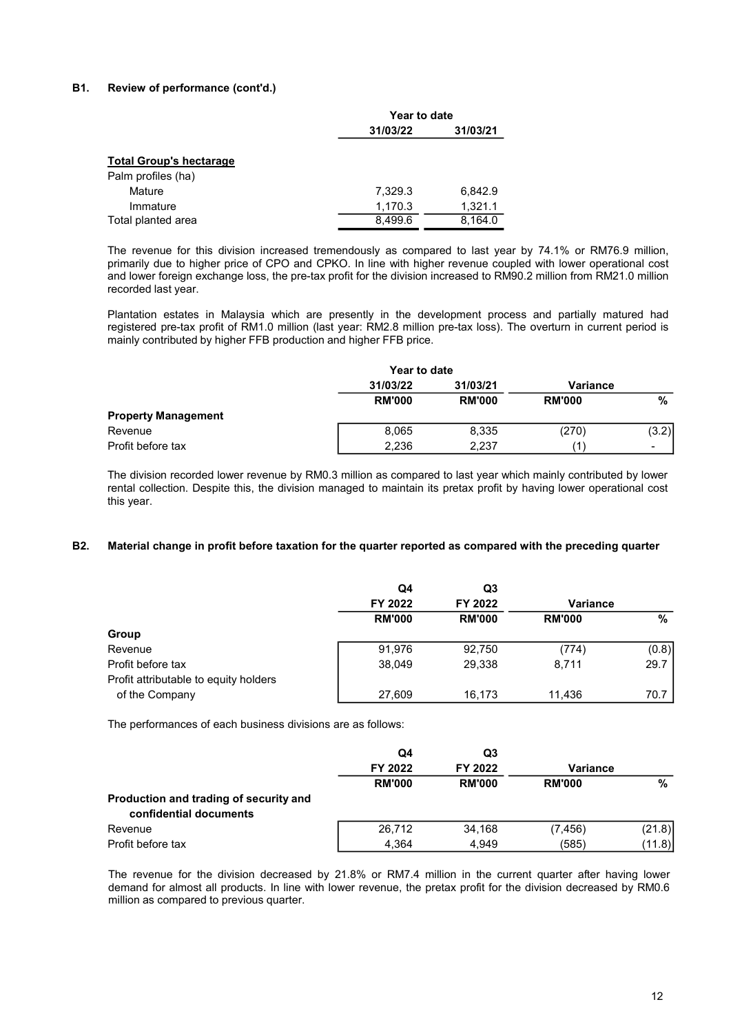## B1. Review of performance (cont'd.)

| | Year to date | |
|---|---|---|
| | 31/03/22 | 31/03/21 |
| **Total Group's hectarage** | | |
| Palm profiles (ha) | | |
| Mature | 7,329.3 | 6,842.9 |
| Immature | 1,170.3 | 1,321.1 |
| Total planted area | 8,499.6 | 8,164.0 |

The revenue for this division increased tremendously as compared to last year by 74.1% or RM76.9 million, primarily due to higher price of CPO and CPKO. In line with higher revenue coupled with lower operational cost and lower foreign exchange loss, the pre-tax profit for the division increased to RM90.2 million from RM21.0 million recorded last year.

Plantation estates in Malaysia which are presently in the development process and partially matured had registered pre-tax profit of RM1.0 million (last year: RM2.8 million pre-tax loss). The overturn in current period is mainly contributed by higher FFB production and higher FFB price.

| | Year to date | | Variance | |
|---|---|---|---|---|
| | 31/03/22 | 31/03/21 | | |
| | RM'000 | RM'000 | RM'000 | % |
| **Property Management** | | | | |
| Revenue | 8,065 | 8,335 | (270) | (3.2) |
| Profit before tax | 2,236 | 2,237 | (1) | - |

The division recorded lower revenue by RM0.3 million as compared to last year which mainly contributed by lower rental collection. Despite this, the division managed to maintain its pretax profit by having lower operational cost this year.

## B2. Material change in profit before taxation for the quarter reported as compared with the preceding quarter

| | Q4 | Q3 | Variance | |
|---|---|---|---|---|
| | FY 2022 | FY 2022 | | |
| | RM'000 | RM'000 | RM'000 | % |
| **Group** | | | | |
| Revenue | 91,976 | 92,750 | (774) | (0.8) |
| Profit before tax | 38,049 | 29,338 | 8,711 | 29.7 |
| Profit attributable to equity holders of the Company | 27,609 | 16,173 | 11,436 | 70.7 |

The performances of each business divisions are as follows:

| | Q4 | Q3 | Variance | |
|---|---|---|---|---|
| | FY 2022 | FY 2022 | | |
| | RM'000 | RM'000 | RM'000 | % |
| **Production and trading of security and confidential documents** | | | | |
| Revenue | 26,712 | 34,168 | (7,456) | (21.8) |
| Profit before tax | 4,364 | 4,949 | (585) | (11.8) |

The revenue for the division decreased by 21.8% or RM7.4 million in the current quarter after having lower demand for almost all products. In line with lower revenue, the pretax profit for the division decreased by RM0.6 million as compared to previous quarter.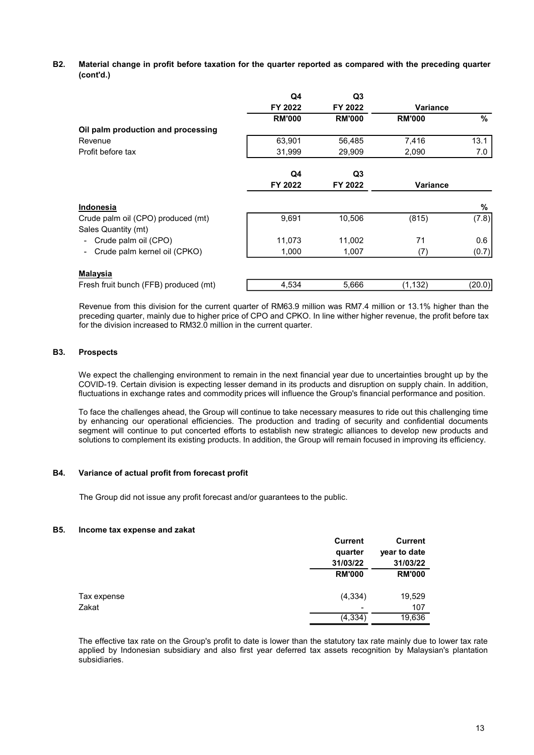## B2. Material change in profit before taxation for the quarter reported as compared with the preceding quarter (cont'd.)

| | Q4 FY 2022 | Q3 FY 2022 | Variance | |
|---|---|---|---|---|
| | RM'000 | RM'000 | RM'000 | % |
| **Oil palm production and processing** | | | | |
| Revenue | 63,901 | 56,485 | 7,416 | 13.1 |
| Profit before tax | 31,999 | 29,909 | 2,090 | 7.0 |

| | Q4 FY 2022 | Q3 FY 2022 | Variance | |
|---|---|---|---|---|
| **Indonesia** | | | | % |
| Crude palm oil (CPO) produced (mt) | 9,691 | 10,506 | (815) | (7.8) |
| Sales Quantity (mt) | | | | |
| - Crude palm oil (CPO) | 11,073 | 11,002 | 71 | 0.6 |
| - Crude palm kernel oil (CPKO) | 1,000 | 1,007 | (7) | (0.7) |
| **Malaysia** | | | | |
| Fresh fruit bunch (FFB) produced (mt) | 4,534 | 5,666 | (1,132) | (20.0) |

Revenue from this division for the current quarter of RM63.9 million was RM7.4 million or 13.1% higher than the preceding quarter, mainly due to higher price of CPO and CPKO. In line wither higher revenue, the profit before tax for the division increased to RM32.0 million in the current quarter.

## B3. Prospects

We expect the challenging environment to remain in the next financial year due to uncertainties brought up by the COVID-19. Certain division is expecting lesser demand in its products and disruption on supply chain. In addition, fluctuations in exchange rates and commodity prices will influence the Group's financial performance and position.

To face the challenges ahead, the Group will continue to take necessary measures to ride out this challenging time by enhancing our operational efficiencies. The production and trading of security and confidential documents segment will continue to put concerted efforts to establish new strategic alliances to develop new products and solutions to complement its existing products. In addition, the Group will remain focused in improving its efficiency.

## B4. Variance of actual profit from forecast profit

The Group did not issue any profit forecast and/or guarantees to the public.

## B5. Income tax expense and zakat

| | Current quarter 31/03/22 | Current year to date 31/03/22 |
|---|---|---|
| | RM'000 | RM'000 |
| Tax expense | (4,334) | 19,529 |
| Zakat | - | 107 |
| | (4,334) | 19,636 |

The effective tax rate on the Group's profit to date is lower than the statutory tax rate mainly due to lower tax rate applied by Indonesian subsidiary and also first year deferred tax assets recognition by Malaysian's plantation subsidiaries.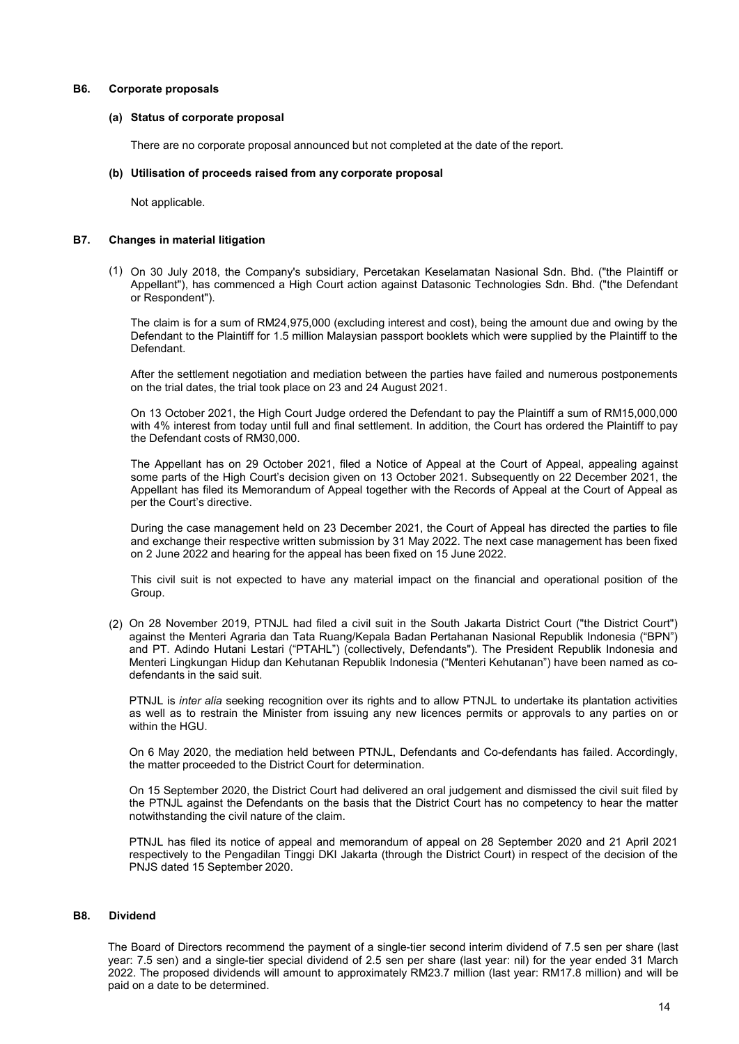### B6. Corporate proposals

**(a) Status of corporate proposal**

There are no corporate proposal announced but not completed at the date of the report.

**(b) Utilisation of proceeds raised from any corporate proposal**

Not applicable.

### B7. Changes in material litigation

(1) On 30 July 2018, the Company's subsidiary, Percetakan Keselamatan Nasional Sdn. Bhd. ("the Plaintiff or Appellant"), has commenced a High Court action against Datasonic Technologies Sdn. Bhd. ("the Defendant or Respondent").

The claim is for a sum of RM24,975,000 (excluding interest and cost), being the amount due and owing by the Defendant to the Plaintiff for 1.5 million Malaysian passport booklets which were supplied by the Plaintiff to the Defendant.

After the settlement negotiation and mediation between the parties have failed and numerous postponements on the trial dates, the trial took place on 23 and 24 August 2021.

On 13 October 2021, the High Court Judge ordered the Defendant to pay the Plaintiff a sum of RM15,000,000 with 4% interest from today until full and final settlement. In addition, the Court has ordered the Plaintiff to pay the Defendant costs of RM30,000.

The Appellant has on 29 October 2021, filed a Notice of Appeal at the Court of Appeal, appealing against some parts of the High Court's decision given on 13 October 2021. Subsequently on 22 December 2021, the Appellant has filed its Memorandum of Appeal together with the Records of Appeal at the Court of Appeal as per the Court's directive.

During the case management held on 23 December 2021, the Court of Appeal has directed the parties to file and exchange their respective written submission by 31 May 2022. The next case management has been fixed on 2 June 2022 and hearing for the appeal has been fixed on 15 June 2022.

This civil suit is not expected to have any material impact on the financial and operational position of the Group.

(2) On 28 November 2019, PTNJL had filed a civil suit in the South Jakarta District Court ("the District Court") against the Menteri Agraria dan Tata Ruang/Kepala Badan Pertahanan Nasional Republik Indonesia ("BPN") and PT. Adindo Hutani Lestari ("PTAHL") (collectively, Defendants"). The President Republik Indonesia and Menteri Lingkungan Hidup dan Kehutanan Republik Indonesia ("Menteri Kehutanan") have been named as co-defendants in the said suit.

PTNJL is *inter alia* seeking recognition over its rights and to allow PTNJL to undertake its plantation activities as well as to restrain the Minister from issuing any new licences permits or approvals to any parties on or within the HGU.

On 6 May 2020, the mediation held between PTNJL, Defendants and Co-defendants has failed. Accordingly, the matter proceeded to the District Court for determination.

On 15 September 2020, the District Court had delivered an oral judgement and dismissed the civil suit filed by the PTNJL against the Defendants on the basis that the District Court has no competency to hear the matter notwithstanding the civil nature of the claim.

PTNJL has filed its notice of appeal and memorandum of appeal on 28 September 2020 and 21 April 2021 respectively to the Pengadilan Tinggi DKI Jakarta (through the District Court) in respect of the decision of the PNJS dated 15 September 2020.

### B8. Dividend

The Board of Directors recommend the payment of a single-tier second interim dividend of 7.5 sen per share (last year: 7.5 sen) and a single-tier special dividend of 2.5 sen per share (last year: nil) for the year ended 31 March 2022. The proposed dividends will amount to approximately RM23.7 million (last year: RM17.8 million) and will be paid on a date to be determined.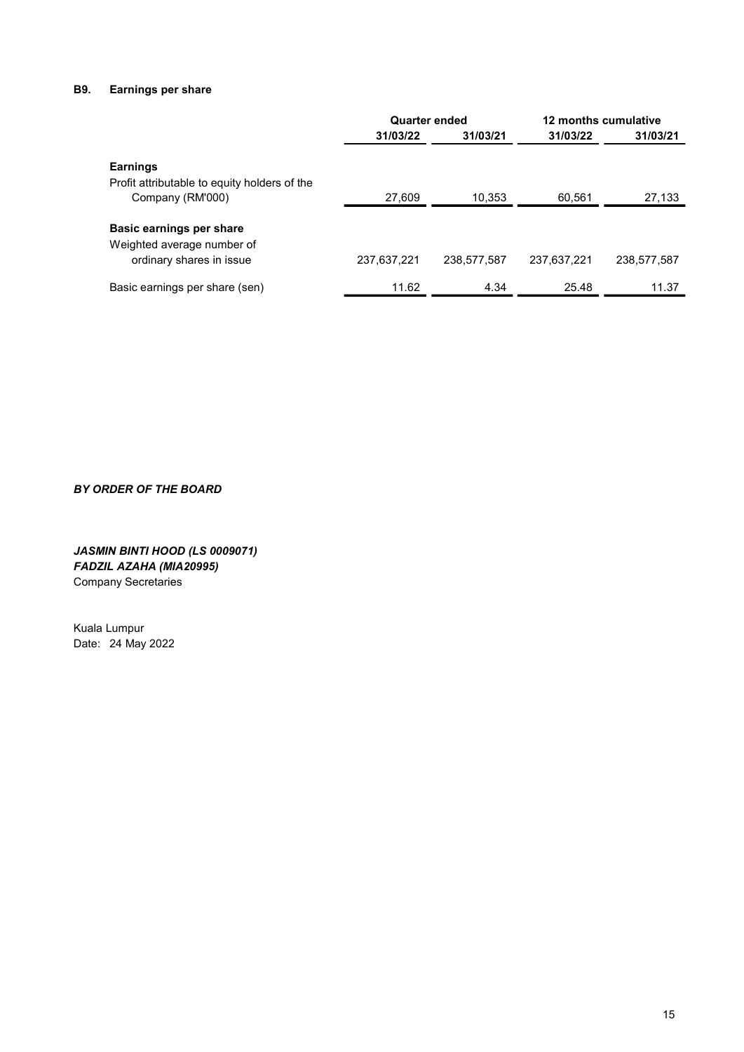### B9. Earnings per share

| | Quarter ended | | 12 months cumulative | |
|---|---|---|---|---|
| | 31/03/22 | 31/03/21 | 31/03/22 | 31/03/21 |
| **Earnings** | | | | |
| Profit attributable to equity holders of the Company (RM'000) | 27,609 | 10,353 | 60,561 | 27,133 |
| **Basic earnings per share** | | | | |
| Weighted average number of ordinary shares in issue | 237,637,221 | 238,577,587 | 237,637,221 | 238,577,587 |
| Basic earnings per share (sen) | 11.62 | 4.34 | 25.48 | 11.37 |

***BY ORDER OF THE BOARD***

***JASMIN BINTI HOOD (LS 0009071)***
***FADZIL AZAHA (MIA20995)***
Company Secretaries

Kuala Lumpur
Date: 24 May 2022